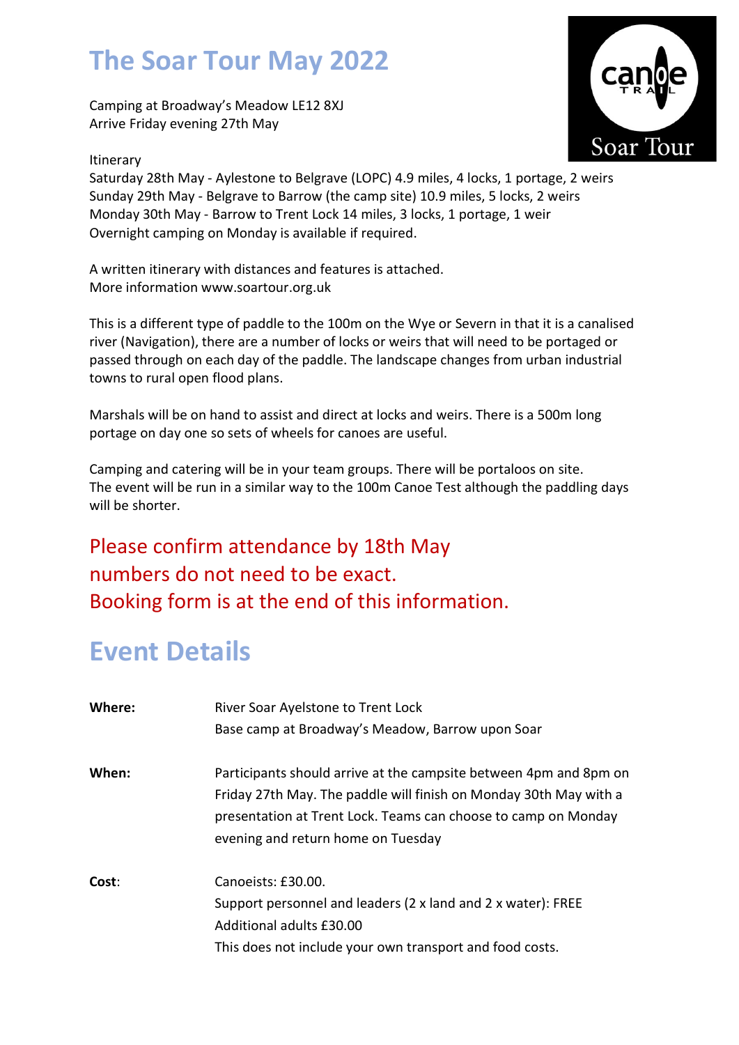# The Soar Tour May 2022

Camping at Broadway's Meadow LE12 8XJ
Arrive Friday evening 27th May

Itinerary
Saturday 28th May - Aylestone to Belgrave (LOPC) 4.9 miles, 4 locks, 1 portage, 2 weirs
Sunday 29th May - Belgrave to Barrow (the camp site) 10.9 miles, 5 locks, 2 weirs
Monday 30th May - Barrow to Trent Lock 14 miles, 3 locks, 1 portage, 1 weir
Overnight camping on Monday is available if required.

A written itinerary with distances and features is attached.
More information www.soartour.org.uk

This is a different type of paddle to the 100m on the Wye or Severn in that it is a canalised river (Navigation), there are a number of locks or weirs that will need to be portaged or passed through on each day of the paddle. The landscape changes from urban industrial towns to rural open flood plans.

Marshals will be on hand to assist and direct at locks and weirs. There is a 500m long portage on day one so sets of wheels for canoes are useful.

Camping and catering will be in your team groups. There will be portaloos on site.
The event will be run in a similar way to the 100m Canoe Test although the paddling days will be shorter.

Please confirm attendance by 18th May
numbers do not need to be exact.
Booking form is at the end of this information.

# Event Details

**Where:** River Soar Ayelstone to Trent Lock
Base camp at Broadway's Meadow, Barrow upon Soar

**When:** Participants should arrive at the campsite between 4pm and 8pm on Friday 27th May. The paddle will finish on Monday 30th May with a presentation at Trent Lock. Teams can choose to camp on Monday evening and return home on Tuesday

**Cost:** Canoeists: £30.00.
Support personnel and leaders (2 x land and 2 x water): FREE
Additional adults £30.00
This does not include your own transport and food costs.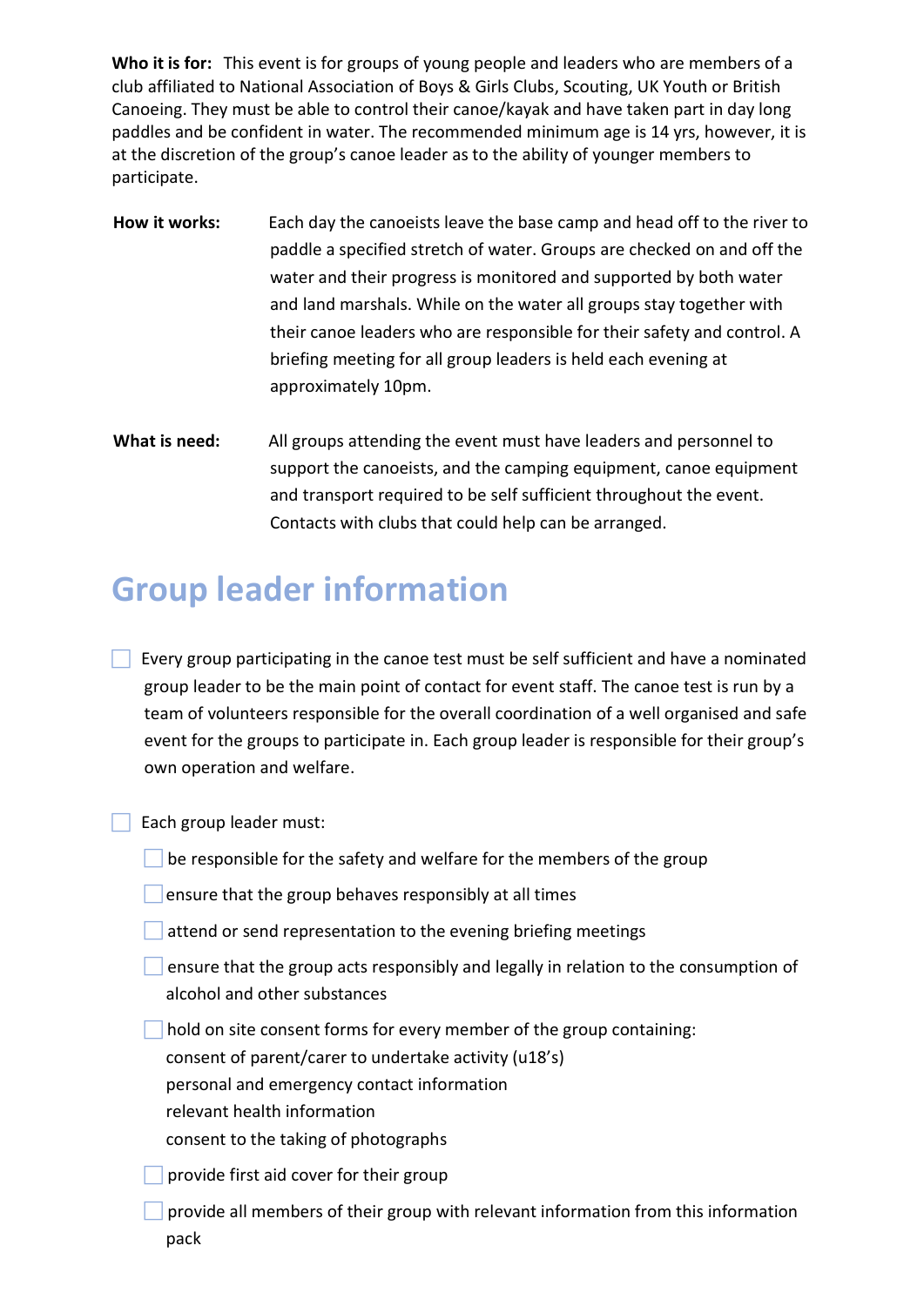**Who it is for:** This event is for groups of young people and leaders who are members of a club affiliated to National Association of Boys & Girls Clubs, Scouting, UK Youth or British Canoeing. They must be able to control their canoe/kayak and have taken part in day long paddles and be confident in water. The recommended minimum age is 14 yrs, however, it is at the discretion of the group's canoe leader as to the ability of younger members to participate.

**How it works:** Each day the canoeists leave the base camp and head off to the river to paddle a specified stretch of water. Groups are checked on and off the water and their progress is monitored and supported by both water and land marshals. While on the water all groups stay together with their canoe leaders who are responsible for their safety and control. A briefing meeting for all group leaders is held each evening at approximately 10pm.

**What is need:** All groups attending the event must have leaders and personnel to support the canoeists, and the camping equipment, canoe equipment and transport required to be self sufficient throughout the event. Contacts with clubs that could help can be arranged.

## Group leader information

- [ ] Every group participating in the canoe test must be self sufficient and have a nominated group leader to be the main point of contact for event staff. The canoe test is run by a team of volunteers responsible for the overall coordination of a well organised and safe event for the groups to participate in. Each group leader is responsible for their group's own operation and welfare.

- [ ] Each group leader must:
  - [ ] be responsible for the safety and welfare for the members of the group
  - [ ] ensure that the group behaves responsibly at all times
  - [ ] attend or send representation to the evening briefing meetings
  - [ ] ensure that the group acts responsibly and legally in relation to the consumption of alcohol and other substances
  - [ ] hold on site consent forms for every member of the group containing:
    consent of parent/carer to undertake activity (u18's)
    personal and emergency contact information
    relevant health information
    consent to the taking of photographs
  - [ ] provide first aid cover for their group
  - [ ] provide all members of their group with relevant information from this information pack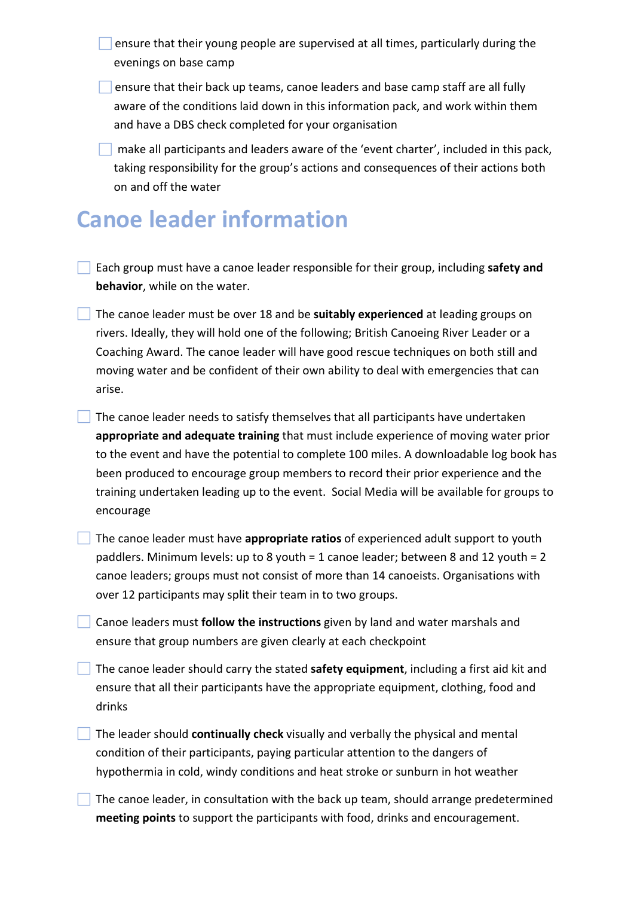- ☐ ensure that their young people are supervised at all times, particularly during the evenings on base camp
- ☐ ensure that their back up teams, canoe leaders and base camp staff are all fully aware of the conditions laid down in this information pack, and work within them and have a DBS check completed for your organisation
- ☐ make all participants and leaders aware of the 'event charter', included in this pack, taking responsibility for the group's actions and consequences of their actions both on and off the water

## Canoe leader information

- ☐ Each group must have a canoe leader responsible for their group, including **safety and behavior**, while on the water.
- ☐ The canoe leader must be over 18 and be **suitably experienced** at leading groups on rivers. Ideally, they will hold one of the following; British Canoeing River Leader or a Coaching Award. The canoe leader will have good rescue techniques on both still and moving water and be confident of their own ability to deal with emergencies that can arise.
- ☐ The canoe leader needs to satisfy themselves that all participants have undertaken **appropriate and adequate training** that must include experience of moving water prior to the event and have the potential to complete 100 miles. A downloadable log book has been produced to encourage group members to record their prior experience and the training undertaken leading up to the event. Social Media will be available for groups to encourage
- ☐ The canoe leader must have **appropriate ratios** of experienced adult support to youth paddlers. Minimum levels: up to 8 youth = 1 canoe leader; between 8 and 12 youth = 2 canoe leaders; groups must not consist of more than 14 canoeists. Organisations with over 12 participants may split their team in to two groups.
- ☐ Canoe leaders must **follow the instructions** given by land and water marshals and ensure that group numbers are given clearly at each checkpoint
- ☐ The canoe leader should carry the stated **safety equipment**, including a first aid kit and ensure that all their participants have the appropriate equipment, clothing, food and drinks
- ☐ The leader should **continually check** visually and verbally the physical and mental condition of their participants, paying particular attention to the dangers of hypothermia in cold, windy conditions and heat stroke or sunburn in hot weather
- ☐ The canoe leader, in consultation with the back up team, should arrange predetermined **meeting points** to support the participants with food, drinks and encouragement.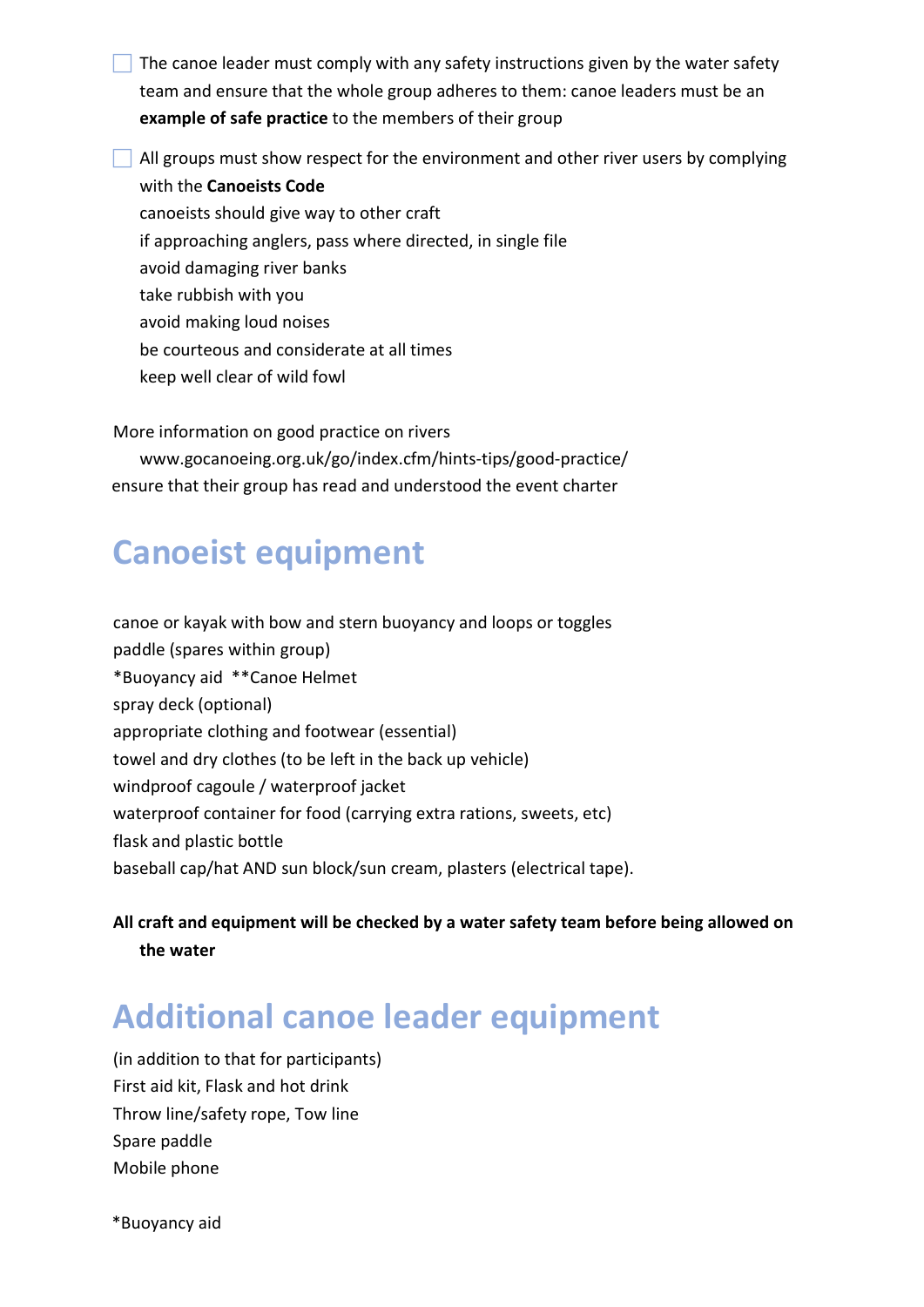- [ ] The canoe leader must comply with any safety instructions given by the water safety team and ensure that the whole group adheres to them: canoe leaders must be an **example of safe practice** to the members of their group

- [ ] All groups must show respect for the environment and other river users by complying with the **Canoeists Code**
  canoeists should give way to other craft
  if approaching anglers, pass where directed, in single file
  avoid damaging river banks
  take rubbish with you
  avoid making loud noises
  be courteous and considerate at all times
  keep well clear of wild fowl

More information on good practice on rivers
www.gocanoeing.org.uk/go/index.cfm/hints-tips/good-practice/
ensure that their group has read and understood the event charter

# Canoeist equipment

canoe or kayak with bow and stern buoyancy and loops or toggles
paddle (spares within group)
*Buoyancy aid **Canoe Helmet
spray deck (optional)
appropriate clothing and footwear (essential)
towel and dry clothes (to be left in the back up vehicle)
windproof cagoule / waterproof jacket
waterproof container for food (carrying extra rations, sweets, etc)
flask and plastic bottle
baseball cap/hat AND sun block/sun cream, plasters (electrical tape).

**All craft and equipment will be checked by a water safety team before being allowed on the water**

# Additional canoe leader equipment

(in addition to that for participants)
First aid kit, Flask and hot drink
Throw line/safety rope, Tow line
Spare paddle
Mobile phone

*Buoyancy aid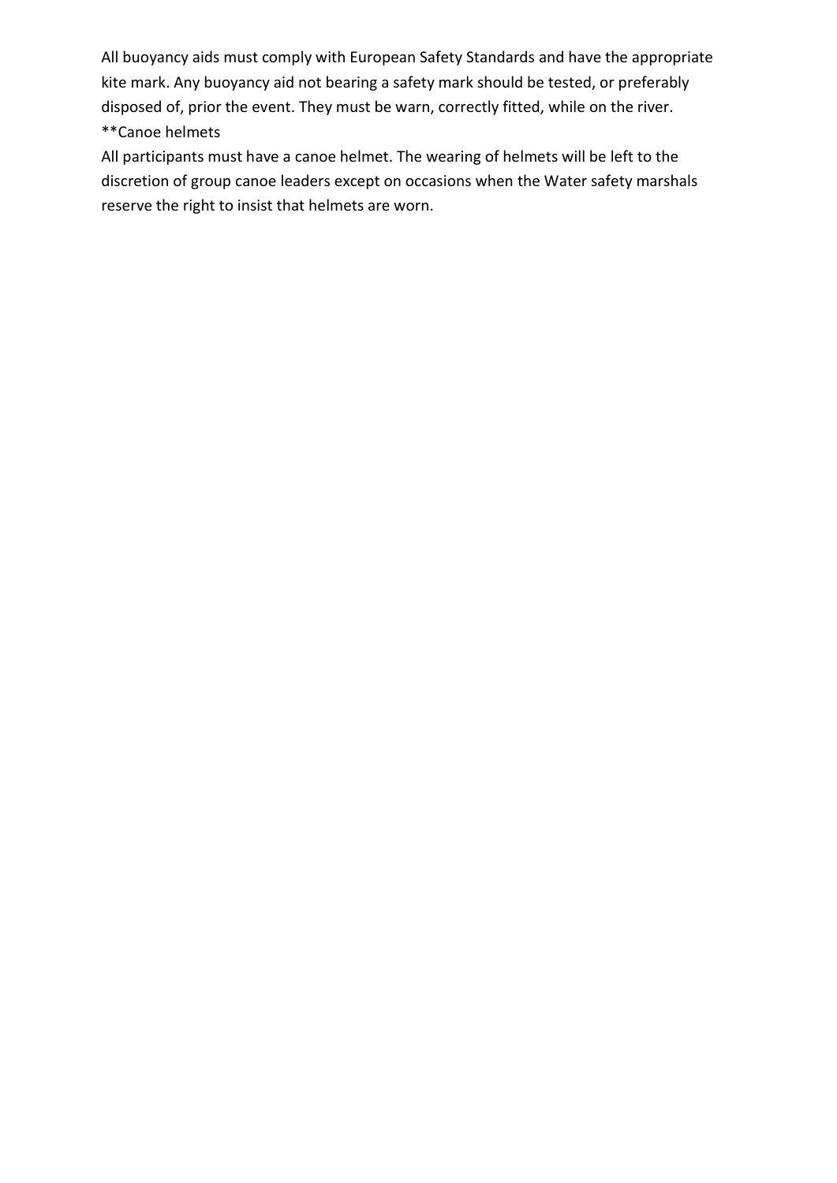All buoyancy aids must comply with European Safety Standards and have the appropriate kite mark. Any buoyancy aid not bearing a safety mark should be tested, or preferably disposed of, prior the event. They must be warn, correctly fitted, while on the river.

**Canoe helmets

All participants must have a canoe helmet. The wearing of helmets will be left to the discretion of group canoe leaders except on occasions when the Water safety marshals reserve the right to insist that helmets are worn.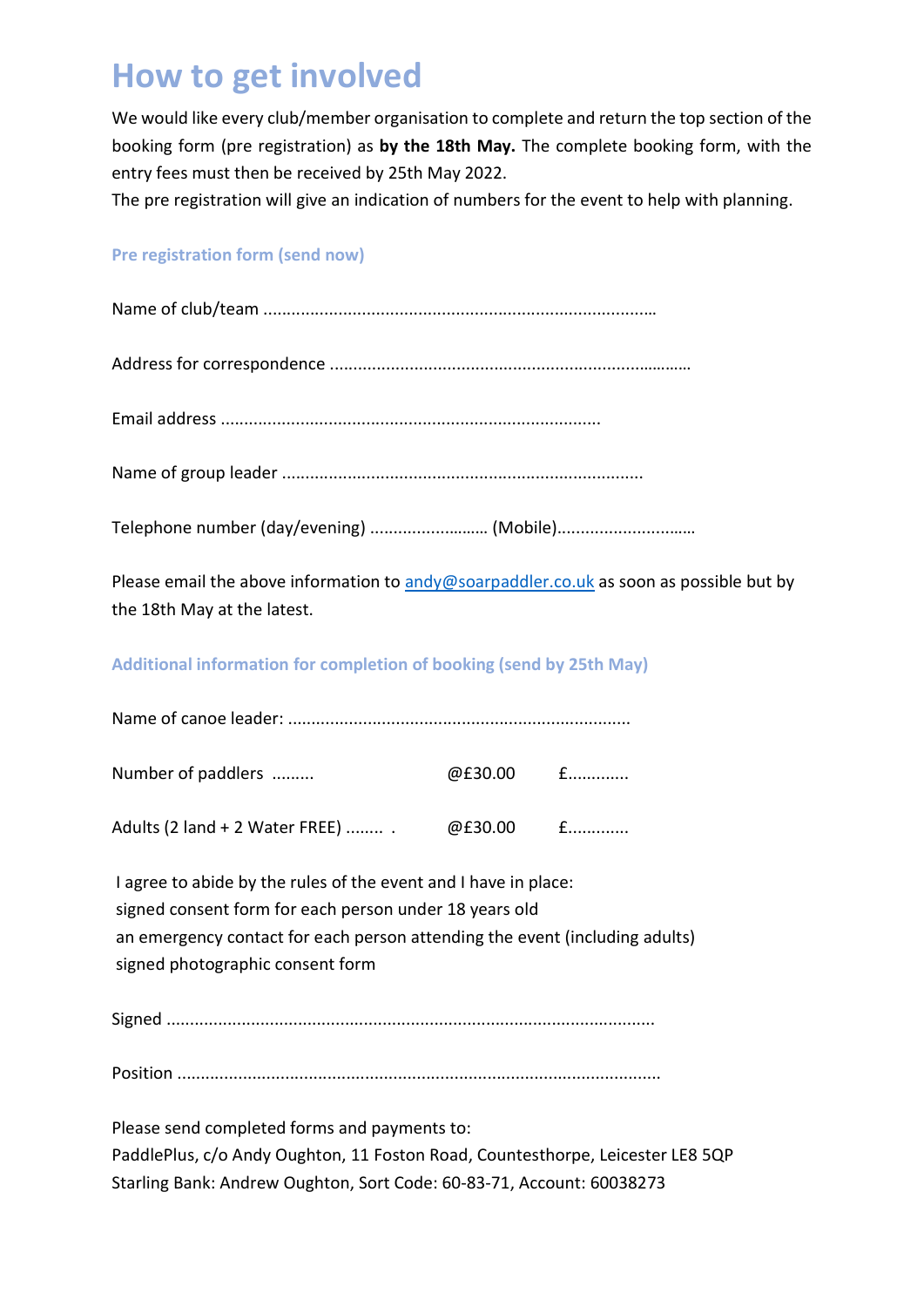# How to get involved

We would like every club/member organisation to complete and return the top section of the booking form (pre registration) as **by the 18th May.** The complete booking form, with the entry fees must then be received by 25th May 2022.

The pre registration will give an indication of numbers for the event to help with planning.

### Pre registration form (send now)

Name of club/team ……………………………………………………………………….

Address for correspondence ………………………………………………………………….

Email address ……………………………………………………………………….

Name of group leader …………………………………………………………………..

Telephone number (day/evening) ……………………. (Mobile)……………………….

Please email the above information to andy@soarpaddler.co.uk as soon as possible but by the 18th May at the latest.

### Additional information for completion of booking (send by 25th May)

Name of canoe leader: ……………………………………………………………..

| | | |
|---|---|---|
| Number of paddlers ……… | @£30.00 | £…………. |
| Adults (2 land + 2 Water FREE) …….. . | @£30.00 | £…………. |

I agree to abide by the rules of the event and I have in place:
signed consent form for each person under 18 years old
an emergency contact for each person attending the event (including adults)
signed photographic consent form

Signed …………………………………………………………………………………….

Position …………………………………………………………………………………….

Please send completed forms and payments to:
PaddlePlus, c/o Andy Oughton, 11 Foston Road, Countesthorpe, Leicester LE8 5QP
Starling Bank: Andrew Oughton, Sort Code: 60-83-71, Account: 60038273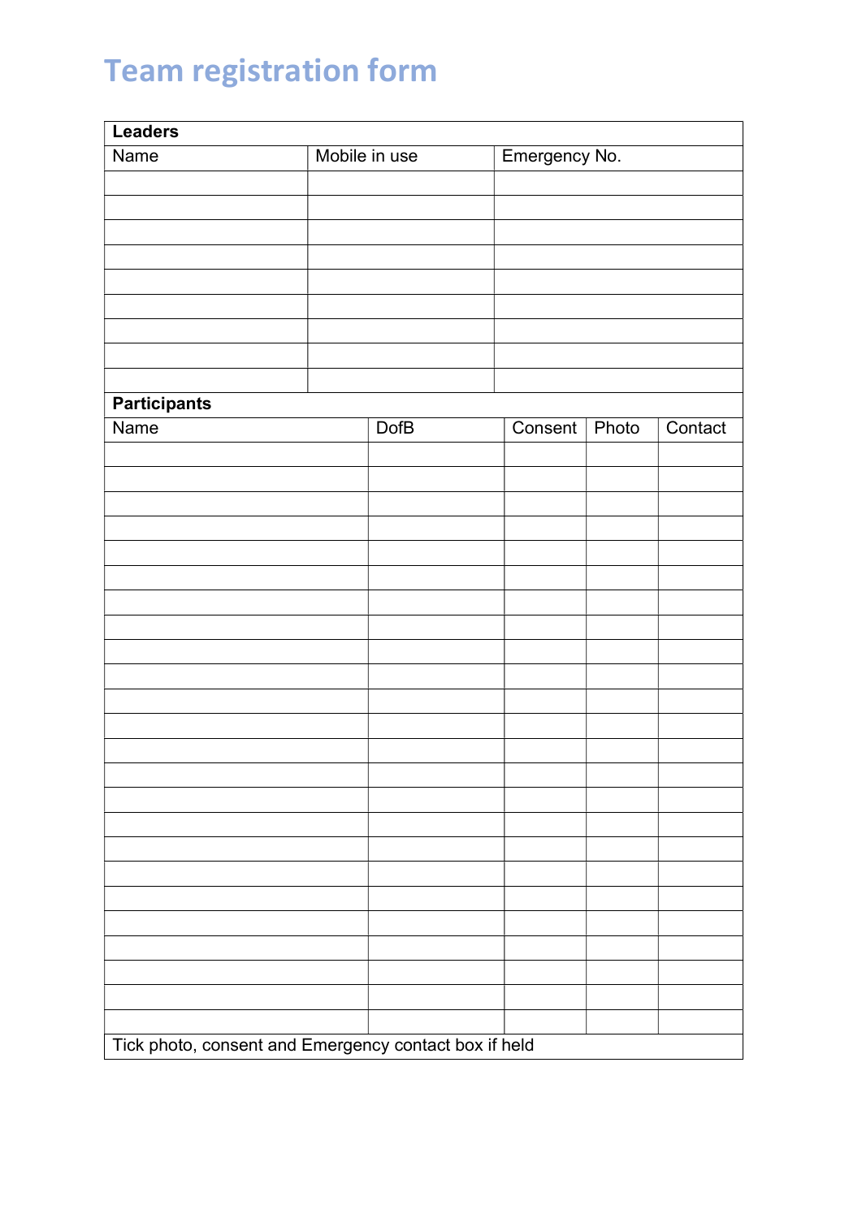# Team registration form

| **Leaders** | | |
|---|---|---|
| Name | Mobile in use | Emergency No. |
| | | |
| | | |
| | | |
| | | |
| | | |
| | | |
| | | |
| | | |
| | | |

| **Participants** | | | | |
|---|---|---|---|---|
| Name | DofB | Consent | Photo | Contact |
| | | | | |
| | | | | |
| | | | | |
| | | | | |
| | | | | |
| | | | | |
| | | | | |
| | | | | |
| | | | | |
| | | | | |
| | | | | |
| | | | | |
| | | | | |
| | | | | |
| | | | | |
| | | | | |
| | | | | |
| | | | | |
| | | | | |
| | | | | |
| | | | | |
| | | | | |
| | | | | |
| | | | | |
| Tick photo, consent and Emergency contact box if held | | | | |